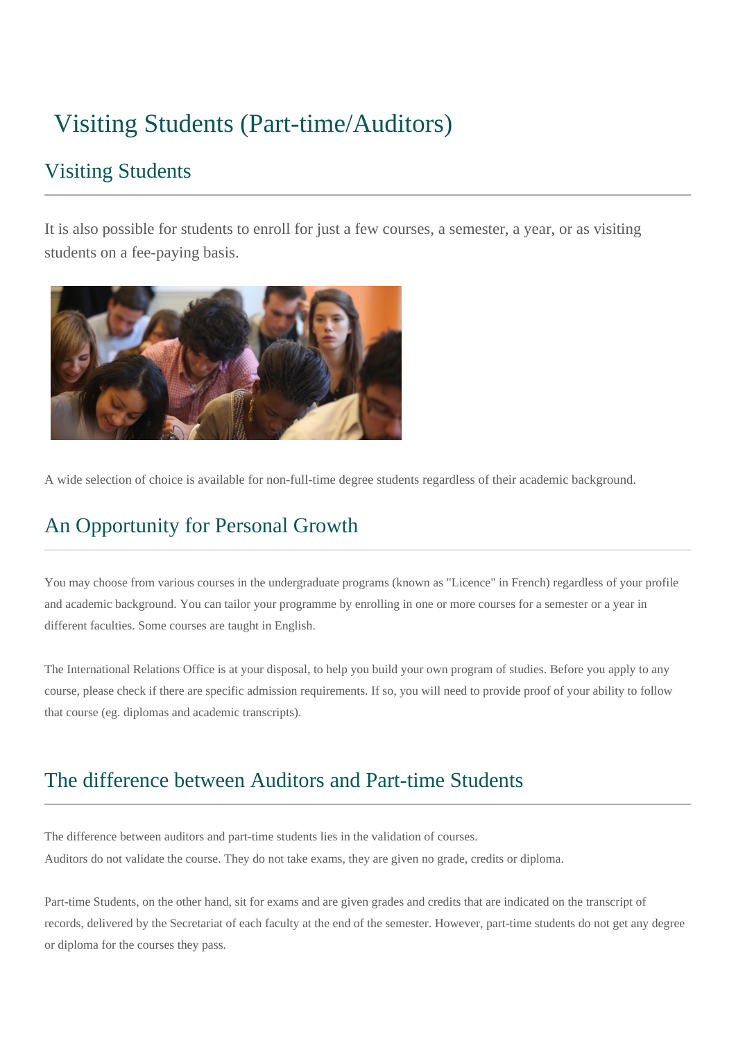# Visiting Students (Part-time/Auditors)

## Visiting Students

It is also possible for students to enroll for just a few courses, a semester, a year, or as visiting students on a fee-paying basis.

A wide selection of choice is available for non-full-time degree students regardless of their academic background.

## An Opportunity for Personal Growth

You may choose from various courses in the undergraduate programs (known as "Licence" in French) regardless of your profile and academic background. You can tailor your programme by enrolling in one or more courses for a semester or a year in different faculties. Some courses are taught in English.

The International Relations Office is at your disposal, to help you build your own program of studies. Before you apply to any course, please check if there are specific admission requirements. If so, you will need to provide proof of your ability to follow that course (eg. diplomas and academic transcripts).

## The difference between Auditors and Part-time Students

The difference between auditors and part-time students lies in the validation of courses.
Auditors do not validate the course. They do not take exams, they are given no grade, credits or diploma.

Part-time Students, on the other hand, sit for exams and are given grades and credits that are indicated on the transcript of records, delivered by the Secretariat of each faculty at the end of the semester. However, part-time students do not get any degree or diploma for the courses they pass.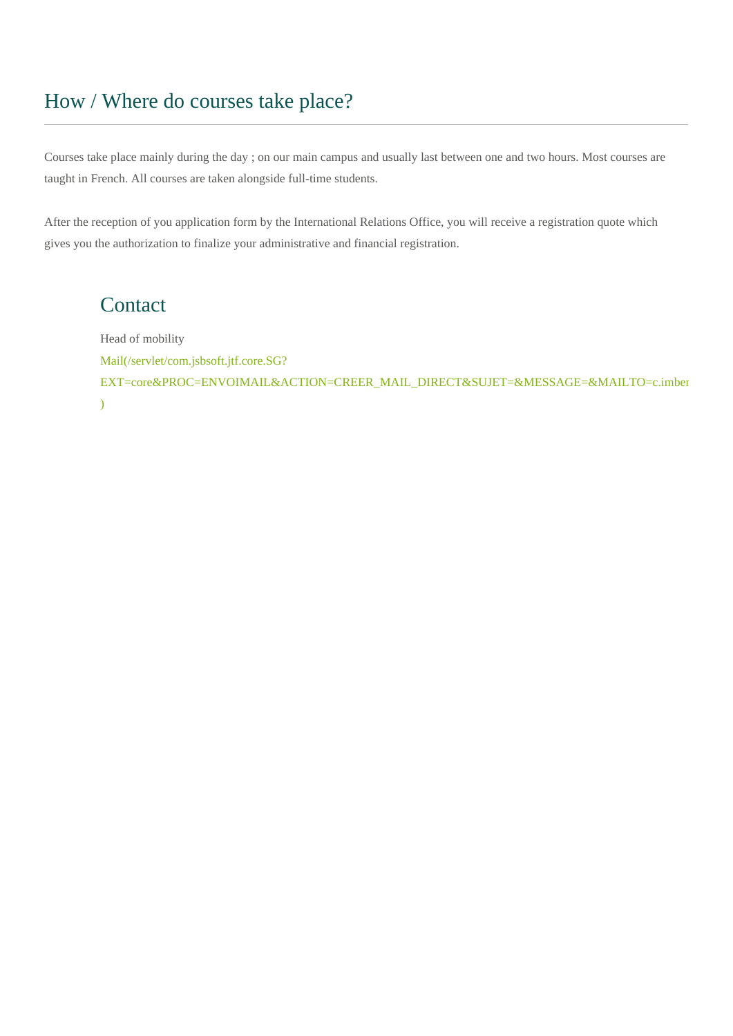## How / Where do courses take place?

---

Courses take place mainly during the day ; on our main campus and usually last between one and two hours. Most courses are taught in French. All courses are taken alongside full-time students.

After the reception of you application form by the International Relations Office, you will receive a registration quote which gives you the authorization to finalize your administrative and financial registration.

### Contact

Head of mobility

Mail(/servlet/com.jsbsoft.jtf.core.SG?EXT=core&PROC=ENVOIMAIL&ACTION=CREER_MAIL_DIRECT&SUJET=&MESSAGE=&MAILTO=c.imber
)